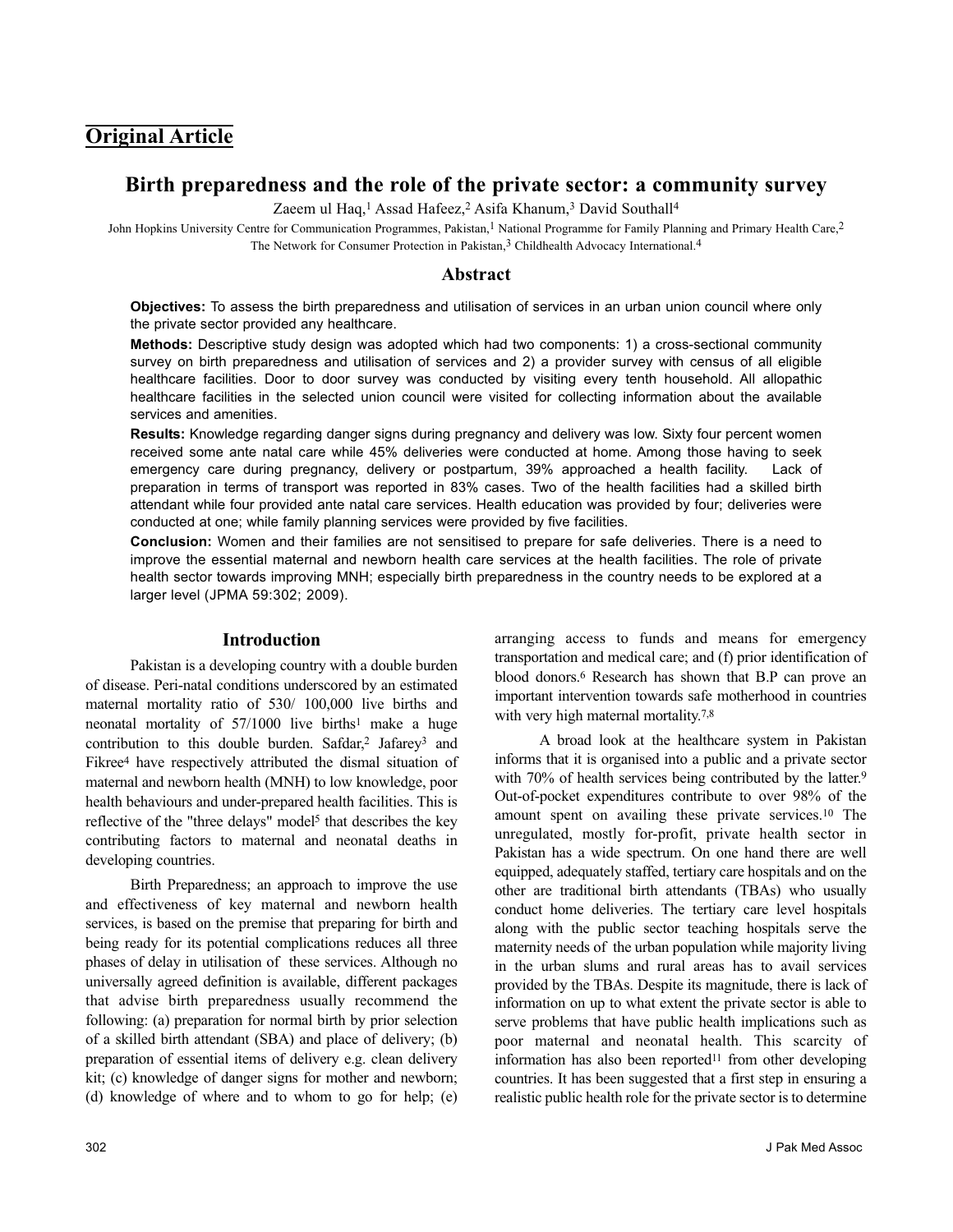**Original Article**

# Birth preparedness and the role of the private sector: a community survey

Zaeem ul Haq,[1] Assad Hafeez,[2] Asifa Khanum,[3] David Southall[4]

John Hopkins University Centre for Communication Programmes, Pakistan,[1] National Programme for Family Planning and Primary Health Care,[2] The Network for Consumer Protection in Pakistan,[3] Childhealth Advocacy International.[4]

## Abstract

**Objectives:** To assess the birth preparedness and utilisation of services in an urban union council where only the private sector provided any healthcare.

**Methods:** Descriptive study design was adopted which had two components: 1) a cross-sectional community survey on birth preparedness and utilisation of services and 2) a provider survey with census of all eligible healthcare facilities. Door to door survey was conducted by visiting every tenth household. All allopathic healthcare facilities in the selected union council were visited for collecting information about the available services and amenities.

**Results:** Knowledge regarding danger signs during pregnancy and delivery was low. Sixty four percent women received some ante natal care while 45% deliveries were conducted at home. Among those having to seek emergency care during pregnancy, delivery or postpartum, 39% approached a health facility. Lack of preparation in terms of transport was reported in 83% cases. Two of the health facilities had a skilled birth attendant while four provided ante natal care services. Health education was provided by four; deliveries were conducted at one; while family planning services were provided by five facilities.

**Conclusion:** Women and their families are not sensitised to prepare for safe deliveries. There is a need to improve the essential maternal and newborn health care services at the health facilities. The role of private health sector towards improving MNH; especially birth preparedness in the country needs to be explored at a larger level (JPMA 59:302; 2009).

## Introduction

Pakistan is a developing country with a double burden of disease. Peri-natal conditions underscored by an estimated maternal mortality ratio of 530/ 100,000 live births and neonatal mortality of 57/1000 live births[1] make a huge contribution to this double burden. Safdar,[2] Jafarey[3] and Fikree[4] have respectively attributed the dismal situation of maternal and newborn health (MNH) to low knowledge, poor health behaviours and under-prepared health facilities. This is reflective of the "three delays" model[5] that describes the key contributing factors to maternal and neonatal deaths in developing countries.

Birth Preparedness; an approach to improve the use and effectiveness of key maternal and newborn health services, is based on the premise that preparing for birth and being ready for its potential complications reduces all three phases of delay in utilisation of these services. Although no universally agreed definition is available, different packages that advise birth preparedness usually recommend the following: (a) preparation for normal birth by prior selection of a skilled birth attendant (SBA) and place of delivery; (b) preparation of essential items of delivery e.g. clean delivery kit; (c) knowledge of danger signs for mother and newborn; (d) knowledge of where and to whom to go for help; (e) arranging access to funds and means for emergency transportation and medical care; and (f) prior identification of blood donors.[6] Research has shown that B.P can prove an important intervention towards safe motherhood in countries with very high maternal mortality.[7,8]

A broad look at the healthcare system in Pakistan informs that it is organised into a public and a private sector with 70% of health services being contributed by the latter.[9] Out-of-pocket expenditures contribute to over 98% of the amount spent on availing these private services.[10] The unregulated, mostly for-profit, private health sector in Pakistan has a wide spectrum. On one hand there are well equipped, adequately staffed, tertiary care hospitals and on the other are traditional birth attendants (TBAs) who usually conduct home deliveries. The tertiary care level hospitals along with the public sector teaching hospitals serve the maternity needs of the urban population while majority living in the urban slums and rural areas has to avail services provided by the TBAs. Despite its magnitude, there is lack of information on up to what extent the private sector is able to serve problems that have public health implications such as poor maternal and neonatal health. This scarcity of information has also been reported[11] from other developing countries. It has been suggested that a first step in ensuring a realistic public health role for the private sector is to determine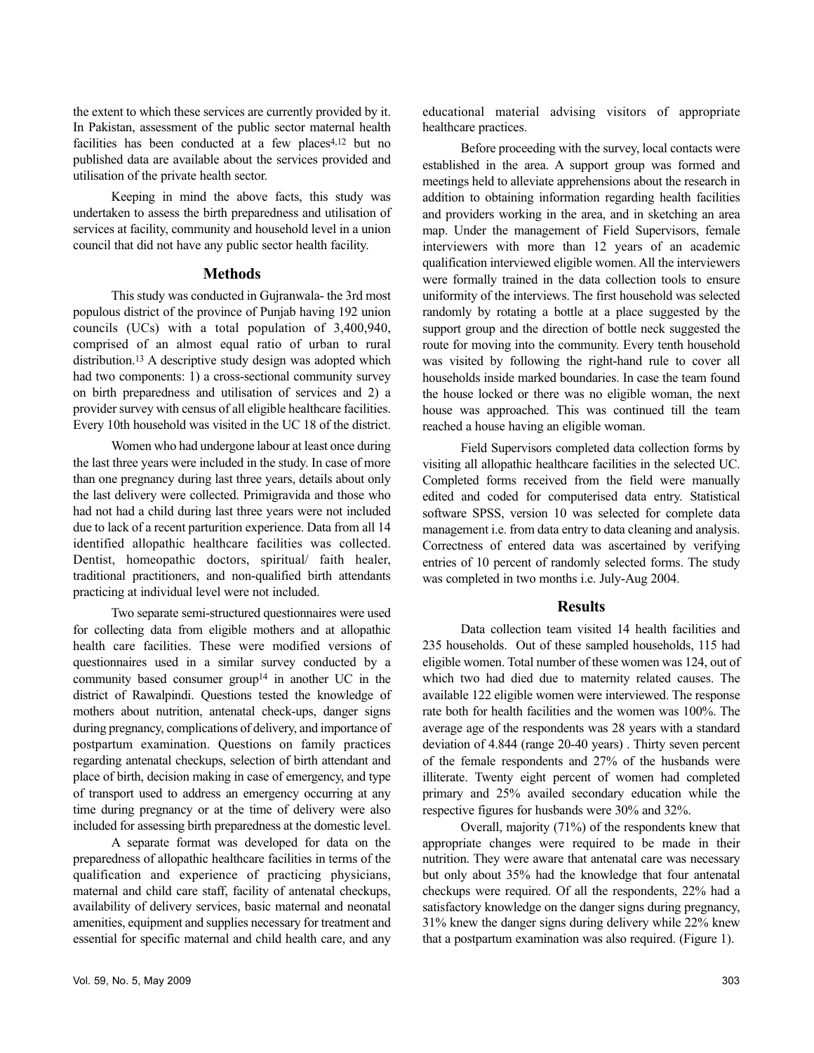the extent to which these services are currently provided by it. In Pakistan, assessment of the public sector maternal health facilities has been conducted at a few places[4,12] but no published data are available about the services provided and utilisation of the private health sector.

Keeping in mind the above facts, this study was undertaken to assess the birth preparedness and utilisation of services at facility, community and household level in a union council that did not have any public sector health facility.

## Methods

This study was conducted in Gujranwala- the 3rd most populous district of the province of Punjab having 192 union councils (UCs) with a total population of 3,400,940, comprised of an almost equal ratio of urban to rural distribution.[13] A descriptive study design was adopted which had two components: 1) a cross-sectional community survey on birth preparedness and utilisation of services and 2) a provider survey with census of all eligible healthcare facilities. Every 10th household was visited in the UC 18 of the district.

Women who had undergone labour at least once during the last three years were included in the study. In case of more than one pregnancy during last three years, details about only the last delivery were collected. Primigravida and those who had not had a child during last three years were not included due to lack of a recent parturition experience. Data from all 14 identified allopathic healthcare facilities was collected. Dentist, homeopathic doctors, spiritual/ faith healer, traditional practitioners, and non-qualified birth attendants practicing at individual level were not included.

Two separate semi-structured questionnaires were used for collecting data from eligible mothers and at allopathic health care facilities. These were modified versions of questionnaires used in a similar survey conducted by a community based consumer group[14] in another UC in the district of Rawalpindi. Questions tested the knowledge of mothers about nutrition, antenatal check-ups, danger signs during pregnancy, complications of delivery, and importance of postpartum examination. Questions on family practices regarding antenatal checkups, selection of birth attendant and place of birth, decision making in case of emergency, and type of transport used to address an emergency occurring at any time during pregnancy or at the time of delivery were also included for assessing birth preparedness at the domestic level.

A separate format was developed for data on the preparedness of allopathic healthcare facilities in terms of the qualification and experience of practicing physicians, maternal and child care staff, facility of antenatal checkups, availability of delivery services, basic maternal and neonatal amenities, equipment and supplies necessary for treatment and essential for specific maternal and child health care, and any educational material advising visitors of appropriate healthcare practices.

Before proceeding with the survey, local contacts were established in the area. A support group was formed and meetings held to alleviate apprehensions about the research in addition to obtaining information regarding health facilities and providers working in the area, and in sketching an area map. Under the management of Field Supervisors, female interviewers with more than 12 years of an academic qualification interviewed eligible women. All the interviewers were formally trained in the data collection tools to ensure uniformity of the interviews. The first household was selected randomly by rotating a bottle at a place suggested by the support group and the direction of bottle neck suggested the route for moving into the community. Every tenth household was visited by following the right-hand rule to cover all households inside marked boundaries. In case the team found the house locked or there was no eligible woman, the next house was approached. This was continued till the team reached a house having an eligible woman.

Field Supervisors completed data collection forms by visiting all allopathic healthcare facilities in the selected UC. Completed forms received from the field were manually edited and coded for computerised data entry. Statistical software SPSS, version 10 was selected for complete data management i.e. from data entry to data cleaning and analysis. Correctness of entered data was ascertained by verifying entries of 10 percent of randomly selected forms. The study was completed in two months i.e. July-Aug 2004.

## Results

Data collection team visited 14 health facilities and 235 households. Out of these sampled households, 115 had eligible women. Total number of these women was 124, out of which two had died due to maternity related causes. The available 122 eligible women were interviewed. The response rate both for health facilities and the women was 100%. The average age of the respondents was 28 years with a standard deviation of 4.844 (range 20-40 years) . Thirty seven percent of the female respondents and 27% of the husbands were illiterate. Twenty eight percent of women had completed primary and 25% availed secondary education while the respective figures for husbands were 30% and 32%.

Overall, majority (71%) of the respondents knew that appropriate changes were required to be made in their nutrition. They were aware that antenatal care was necessary but only about 35% had the knowledge that four antenatal checkups were required. Of all the respondents, 22% had a satisfactory knowledge on the danger signs during pregnancy, 31% knew the danger signs during delivery while 22% knew that a postpartum examination was also required. (Figure 1).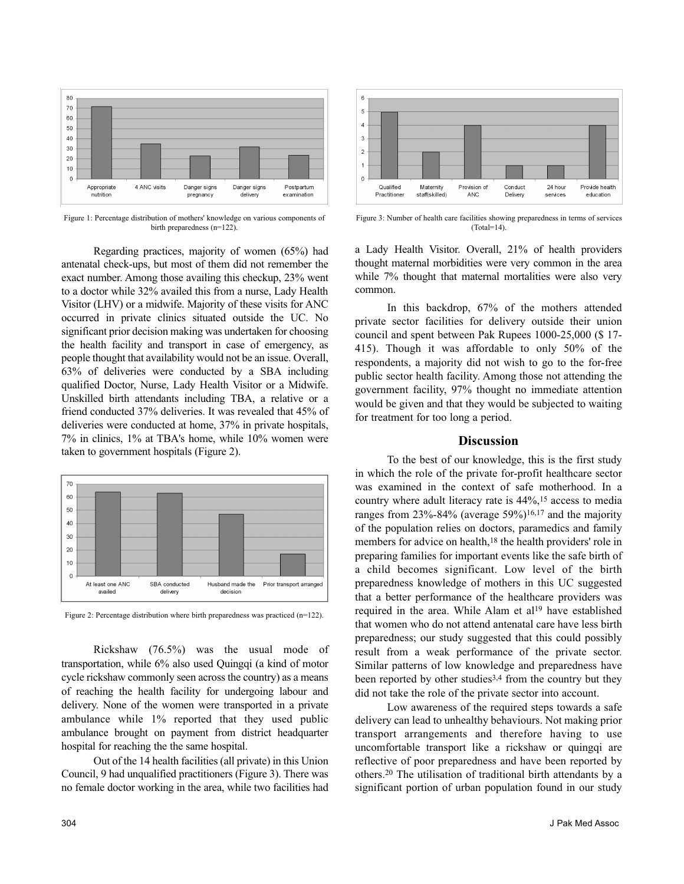Figure 1: Percentage distribution of mothers' knowledge on various components of birth preparedness (n=122).

Regarding practices, majority of women (65%) had antenatal check-ups, but most of them did not remember the exact number. Among those availing this checkup, 23% went to a doctor while 32% availed this from a nurse, Lady Health Visitor (LHV) or a midwife. Majority of these visits for ANC occurred in private clinics situated outside the UC. No significant prior decision making was undertaken for choosing the health facility and transport in case of emergency, as people thought that availability would not be an issue. Overall, 63% of deliveries were conducted by a SBA including qualified Doctor, Nurse, Lady Health Visitor or a Midwife. Unskilled birth attendants including TBA, a relative or a friend conducted 37% deliveries. It was revealed that 45% of deliveries were conducted at home, 37% in private hospitals, 7% in clinics, 1% at TBA's home, while 10% women were taken to government hospitals (Figure 2).

Figure 2: Percentage distribution where birth preparedness was practiced (n=122).

Rickshaw (76.5%) was the usual mode of transportation, while 6% also used Quingqi (a kind of motor cycle rickshaw commonly seen across the country) as a means of reaching the health facility for undergoing labour and delivery. None of the women were transported in a private ambulance while 1% reported that they used public ambulance brought on payment from district headquarter hospital for reaching the the same hospital.

Out of the 14 health facilities (all private) in this Union Council, 9 had unqualified practitioners (Figure 3). There was no female doctor working in the area, while two facilities had a Lady Health Visitor. Overall, 21% of health providers thought maternal morbidities were very common in the area while 7% thought that maternal mortalities were also very common.

Figure 3: Number of health care facilities showing preparedness in terms of services (Total=14).

In this backdrop, 67% of the mothers attended private sector facilities for delivery outside their union council and spent between Pak Rupees 1000-25,000 ($ 17-415). Though it was affordable to only 50% of the respondents, a majority did not wish to go to the for-free public sector health facility. Among those not attending the government facility, 97% thought no immediate attention would be given and that they would be subjected to waiting for treatment for too long a period.

## Discussion

To the best of our knowledge, this is the first study in which the role of the private for-profit healthcare sector was examined in the context of safe motherhood. In a country where adult literacy rate is 44%,[15] access to media ranges from 23%-84% (average 59%)[16,17] and the majority of the population relies on doctors, paramedics and family members for advice on health,[18] the health providers' role in preparing families for important events like the safe birth of a child becomes significant. Low level of the birth preparedness knowledge of mothers in this UC suggested that a better performance of the healthcare providers was required in the area. While Alam et al[19] have established that women who do not attend antenatal care have less birth preparedness; our study suggested that this could possibly result from a weak performance of the private sector. Similar patterns of low knowledge and preparedness have been reported by other studies[3,4] from the country but they did not take the role of the private sector into account.

Low awareness of the required steps towards a safe delivery can lead to unhealthy behaviours. Not making prior transport arrangements and therefore having to use uncomfortable transport like a rickshaw or quingqi are reflective of poor preparedness and have been reported by others.[20] The utilisation of traditional birth attendants by a significant portion of urban population found in our study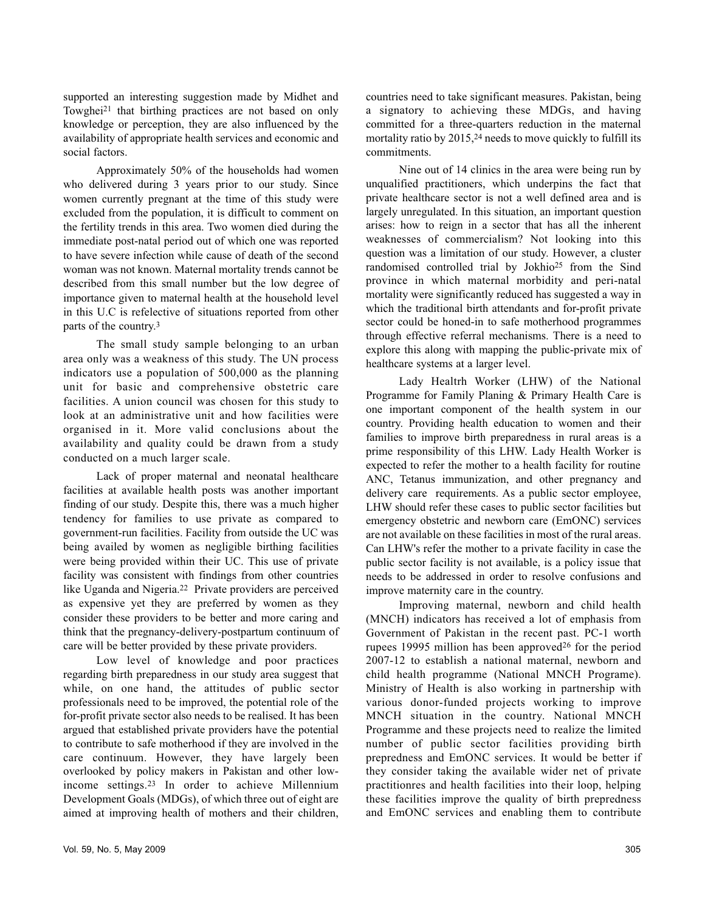supported an interesting suggestion made by Midhet and Towghei[21] that birthing practices are not based on only knowledge or perception, they are also influenced by the availability of appropriate health services and economic and social factors.

Approximately 50% of the households had women who delivered during 3 years prior to our study. Since women currently pregnant at the time of this study were excluded from the population, it is difficult to comment on the fertility trends in this area. Two women died during the immediate post-natal period out of which one was reported to have severe infection while cause of death of the second woman was not known. Maternal mortality trends cannot be described from this small number but the low degree of importance given to maternal health at the household level in this U.C is refelective of situations reported from other parts of the country.[3]

The small study sample belonging to an urban area only was a weakness of this study. The UN process indicators use a population of 500,000 as the planning unit for basic and comprehensive obstetric care facilities. A union council was chosen for this study to look at an administrative unit and how facilities were organised in it. More valid conclusions about the availability and quality could be drawn from a study conducted on a much larger scale.

Lack of proper maternal and neonatal healthcare facilities at available health posts was another important finding of our study. Despite this, there was a much higher tendency for families to use private as compared to government-run facilities. Facility from outside the UC was being availed by women as negligible birthing facilities were being provided within their UC. This use of private facility was consistent with findings from other countries like Uganda and Nigeria.[22] Private providers are perceived as expensive yet they are preferred by women as they consider these providers to be better and more caring and think that the pregnancy-delivery-postpartum continuum of care will be better provided by these private providers.

Low level of knowledge and poor practices regarding birth preparedness in our study area suggest that while, on one hand, the attitudes of public sector professionals need to be improved, the potential role of the for-profit private sector also needs to be realised. It has been argued that established private providers have the potential to contribute to safe motherhood if they are involved in the care continuum. However, they have largely been overlooked by policy makers in Pakistan and other low-income settings.[23] In order to achieve Millennium Development Goals (MDGs), of which three out of eight are aimed at improving health of mothers and their children, countries need to take significant measures. Pakistan, being a signatory to achieving these MDGs, and having committed for a three-quarters reduction in the maternal mortality ratio by 2015,[24] needs to move quickly to fulfill its commitments.

Nine out of 14 clinics in the area were being run by unqualified practitioners, which underpins the fact that private healthcare sector is not a well defined area and is largely unregulated. In this situation, an important question arises: how to reign in a sector that has all the inherent weaknesses of commercialism? Not looking into this question was a limitation of our study. However, a cluster randomised controlled trial by Jokhio[25] from the Sind province in which maternal morbidity and peri-natal mortality were significantly reduced has suggested a way in which the traditional birth attendants and for-profit private sector could be honed-in to safe motherhood programmes through effective referral mechanisms. There is a need to explore this along with mapping the public-private mix of healthcare systems at a larger level.

Lady Healtrh Worker (LHW) of the National Programme for Family Planing & Primary Health Care is one important component of the health system in our country. Providing health education to women and their families to improve birth preparedness in rural areas is a prime responsibility of this LHW. Lady Health Worker is expected to refer the mother to a health facility for routine ANC, Tetanus immunization, and other pregnancy and delivery care requirements. As a public sector employee, LHW should refer these cases to public sector facilities but emergency obstetric and newborn care (EmONC) services are not available on these facilities in most of the rural areas. Can LHW's refer the mother to a private facility in case the public sector facility is not available, is a policy issue that needs to be addressed in order to resolve confusions and improve maternity care in the country.

Improving maternal, newborn and child health (MNCH) indicators has received a lot of emphasis from Government of Pakistan in the recent past. PC-1 worth rupees 19995 million has been approved[26] for the period 2007-12 to establish a national maternal, newborn and child health programme (National MNCH Programe). Ministry of Health is also working in partnership with various donor-funded projects working to improve MNCH situation in the country. National MNCH Programme and these projects need to realize the limited number of public sector facilities providing birth prepredness and EmONC services. It would be better if they consider taking the available wider net of private practitionres and health facilities into their loop, helping these facilities improve the quality of birth prepredness and EmONC services and enabling them to contribute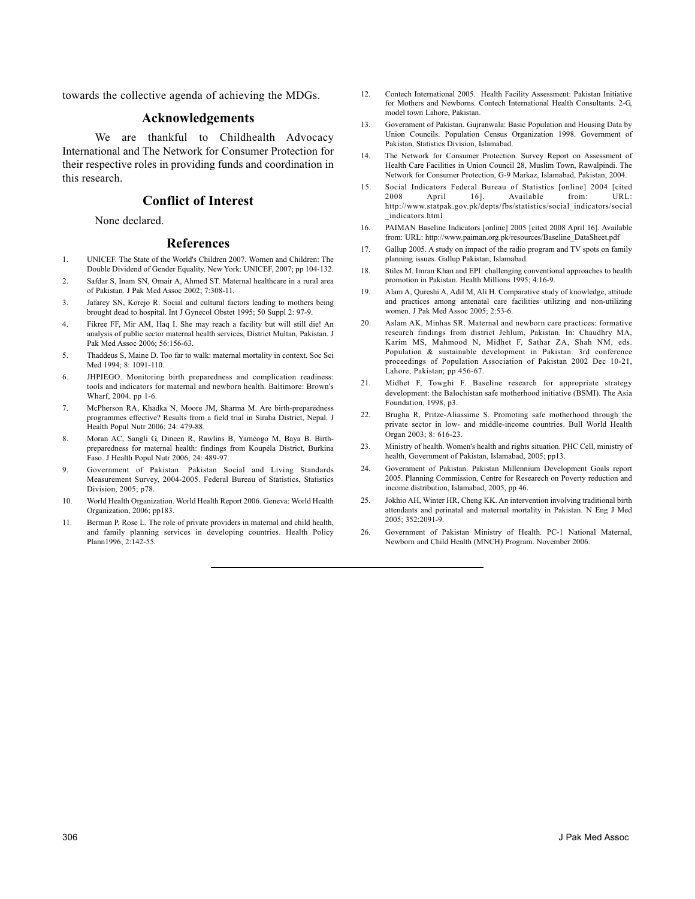towards the collective agenda of achieving the MDGs.

## Acknowledgements

We are thankful to Childhealth Advocacy International and The Network for Consumer Protection for their respective roles in providing funds and coordination in this research.

## Conflict of Interest

None declared.

## References

1. UNICEF. The State of the World's Children 2007. Women and Children: The Double Dividend of Gender Equality. New York: UNICEF, 2007; pp 104-132.
2. Safdar S, Inam SN, Omair A, Ahmed ST. Maternal healthcare in a rural area of Pakistan. J Pak Med Assoc 2002; 7:308-11.
3. Jafarey SN, Korejo R. Social and cultural factors leading to mothers being brought dead to hospital. Int J Gynecol Obstet 1995; 50 Suppl 2: 97-9.
4. Fikree FF, Mir AM, Haq I. She may reach a facility but will still die! An analysis of public sector maternal health services, District Multan, Pakistan. J Pak Med Assoc 2006; 56:156-63.
5. Thaddeus S, Maine D. Too far to walk: maternal mortality in context. Soc Sci Med 1994; 8: 1091-110.
6. JHPIEGO. Monitoring birth preparedness and complication readiness: tools and indicators for maternal and newborn health. Baltimore: Brown's Wharf, 2004. pp 1-6.
7. McPherson RA, Khadka N, Moore JM, Sharma M. Are birth-preparedness programmes effective? Results from a field trial in Siraha District, Nepal. J Health Popul Nutr 2006; 24: 479-88.
8. Moran AC, Sangli G, Dineen R, Rawlins B, Yaméogo M, Baya B. Birth-preparedness for maternal health: findings from Koupéla District, Burkina Faso. J Health Popul Nutr 2006; 24: 489-97.
9. Government of Pakistan. Pakistan Social and Living Standards Measurement Survey, 2004-2005. Federal Bureau of Statistics, Statistics Division, 2005; p78.
10. World Health Organization. World Health Report 2006. Geneva: World Health Organization, 2006; pp183.
11. Berman P, Rose L. The role of private providers in maternal and child health, and family planning services in developing countries. Health Policy Plann1996; 2:142-55.
12. Contech International 2005. Health Facility Assessment: Pakistan Initiative for Mothers and Newborns. Contech International Health Consultants. 2-G, model town Lahore, Pakistan.
13. Government of Pakistan. Gujranwala: Basic Population and Housing Data by Union Councils. Population Census Organization 1998. Government of Pakistan, Statistics Division, Islamabad.
14. The Network for Consumer Protection. Survey Report on Assessment of Health Care Facilities in Union Council 28, Muslim Town, Rawalpindi. The Network for Consumer Protection, G-9 Markaz, Islamabad, Pakistan, 2004.
15. Social Indicators Federal Bureau of Statistics [online] 2004 [cited 2008 April 16]. Available from: URL: http://www.statpak.gov.pk/depts/fbs/statistics/social_indicators/social_indicators.html
16. PAIMAN Baseline Indicators [online] 2005 [cited 2008 April 16]. Available from: URL: http://www.paiman.org.pk/resources/Baseline_DataSheet.pdf
17. Gallup 2005. A study on impact of the radio program and TV spots on family planning issues. Gallup Pakistan, Islamabad.
18. Stiles M. Imran Khan and EPI: challenging conventional approaches to health promotion in Pakistan. Health Millions 1995; 4:16-9.
19. Alam A, Qureshi A, Adil M, Ali H. Comparative study of knowledge, attitude and practices among antenatal care facilities utilizing and non-utilizing women. J Pak Med Assoc 2005; 2:53-6.
20. Aslam AK, Minhas SR. Maternal and newborn care practices: formative research findings from district Jehlum, Pakistan. In: Chaudhry MA, Karim MS, Mahmood N, Midhet F, Sathar ZA, Shah NM, eds. Population & sustainable development in Pakistan. 3rd conference proceedings of Population Association of Pakistan 2002 Dec 10-21, Lahore, Pakistan; pp 456-67.
21. Midhet F, Towghi F. Baseline research for appropriate strategy development: the Balochistan safe motherhood initiative (BSMI). The Asia Foundation, 1998, p3.
22. Brugha R, Pritze-Aliassime S. Promoting safe motherhood through the private sector in low- and middle-income countries. Bull World Health Organ 2003; 8: 616-23.
23. Ministry of health. Women's health and rights situation. PHC Cell, ministry of health, Government of Pakistan, Islamabad, 2005; pp13.
24. Government of Pakistan. Pakistan Millennium Development Goals report 2005. Planning Commission, Centre for Researech on Poverty reduction and income distribution, Islamabad, 2005, pp 46.
25. Jokhio AH, Winter HR, Cheng KK. An intervention involving traditional birth attendants and perinatal and maternal mortality in Pakistan. N Eng J Med 2005; 352:2091-9.
26. Government of Pakistan Ministry of Health. PC-1 National Maternal, Newborn and Child Health (MNCH) Program. November 2006.